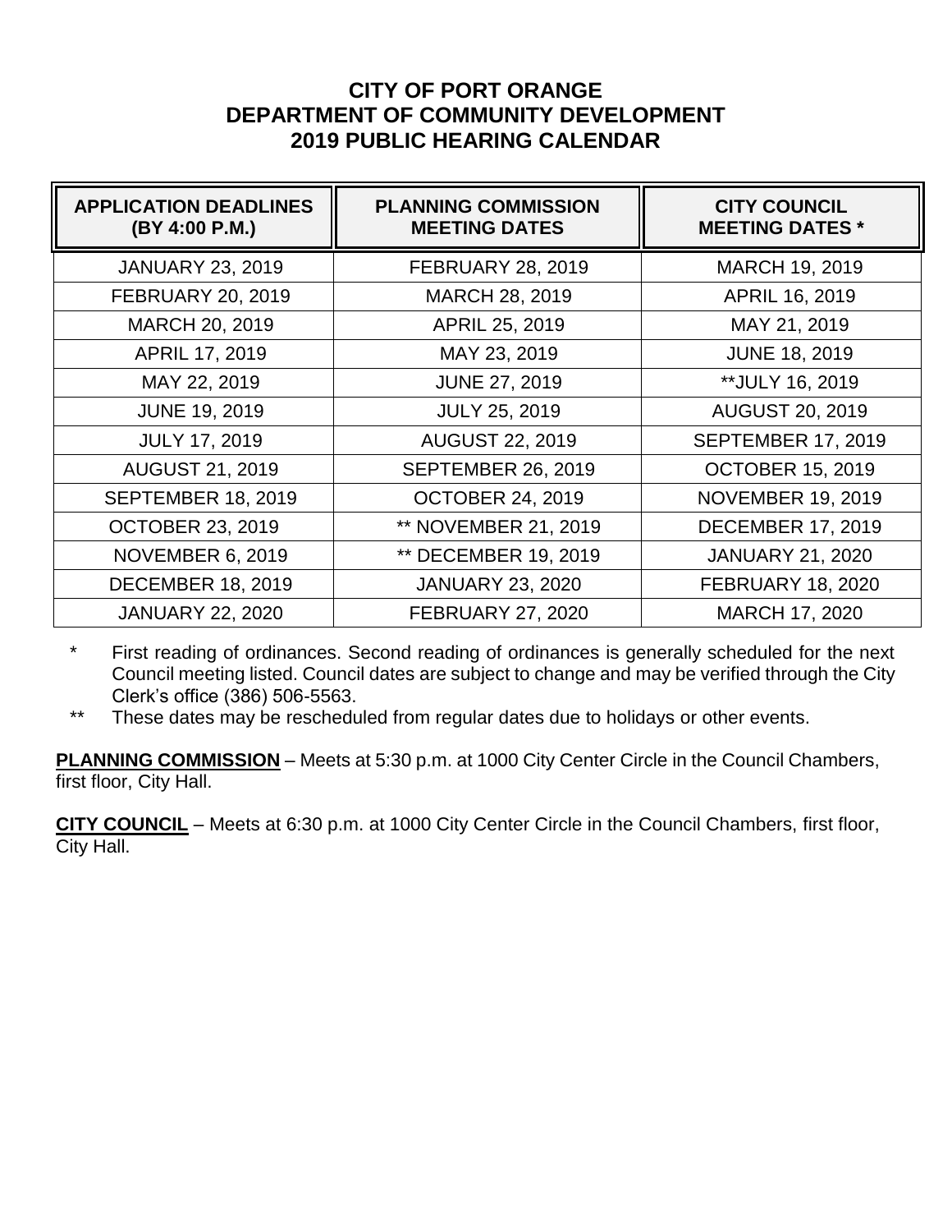# CITY OF PORT ORANGE
# DEPARTMENT OF COMMUNITY DEVELOPMENT
# 2019 PUBLIC HEARING CALENDAR

| APPLICATION DEADLINES (BY 4:00 P.M.) | PLANNING COMMISSION MEETING DATES | CITY COUNCIL MEETING DATES * |
|---|---|---|
| JANUARY 23, 2019 | FEBRUARY 28, 2019 | MARCH 19, 2019 |
| FEBRUARY 20, 2019 | MARCH 28, 2019 | APRIL 16, 2019 |
| MARCH 20, 2019 | APRIL 25, 2019 | MAY 21, 2019 |
| APRIL 17, 2019 | MAY 23, 2019 | JUNE 18, 2019 |
| MAY 22, 2019 | JUNE 27, 2019 | **JULY 16, 2019 |
| JUNE 19, 2019 | JULY 25, 2019 | AUGUST 20, 2019 |
| JULY 17, 2019 | AUGUST 22, 2019 | SEPTEMBER 17, 2019 |
| AUGUST 21, 2019 | SEPTEMBER 26, 2019 | OCTOBER 15, 2019 |
| SEPTEMBER 18, 2019 | OCTOBER 24, 2019 | NOVEMBER 19, 2019 |
| OCTOBER 23, 2019 | ** NOVEMBER 21, 2019 | DECEMBER 17, 2019 |
| NOVEMBER 6, 2019 | ** DECEMBER 19, 2019 | JANUARY 21, 2020 |
| DECEMBER 18, 2019 | JANUARY 23, 2020 | FEBRUARY 18, 2020 |
| JANUARY 22, 2020 | FEBRUARY 27, 2020 | MARCH 17, 2020 |

\* First reading of ordinances. Second reading of ordinances is generally scheduled for the next Council meeting listed. Council dates are subject to change and may be verified through the City Clerk's office (386) 506-5563.

\** These dates may be rescheduled from regular dates due to holidays or other events.

**PLANNING COMMISSION** – Meets at 5:30 p.m. at 1000 City Center Circle in the Council Chambers, first floor, City Hall.

**CITY COUNCIL** – Meets at 6:30 p.m. at 1000 City Center Circle in the Council Chambers, first floor, City Hall.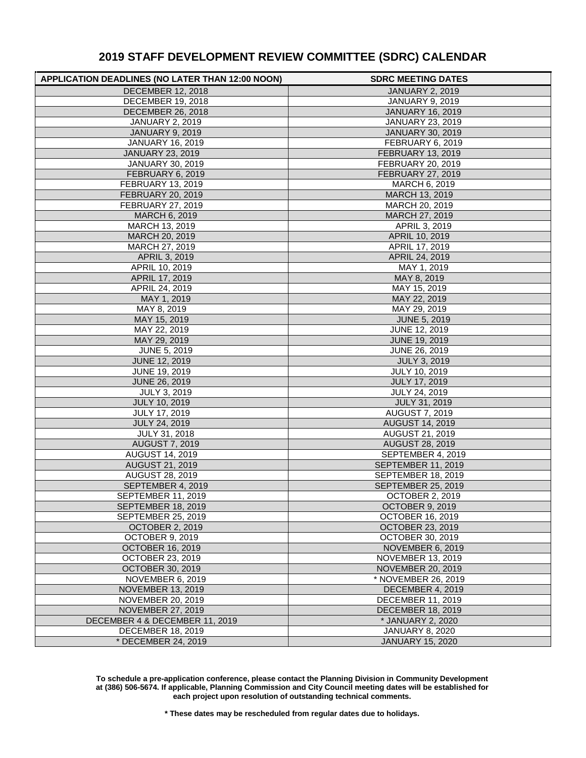# 2019 STAFF DEVELOPMENT REVIEW COMMITTEE (SDRC) CALENDAR

| APPLICATION DEADLINES (NO LATER THAN 12:00 NOON) | SDRC MEETING DATES |
|---|---|
| DECEMBER 12, 2018 | JANUARY 2, 2019 |
| DECEMBER 19, 2018 | JANUARY 9, 2019 |
| DECEMBER 26, 2018 | JANUARY 16, 2019 |
| JANUARY 2, 2019 | JANUARY 23, 2019 |
| JANUARY 9, 2019 | JANUARY 30, 2019 |
| JANUARY 16, 2019 | FEBRUARY 6, 2019 |
| JANUARY 23, 2019 | FEBRUARY 13, 2019 |
| JANUARY 30, 2019 | FEBRUARY 20, 2019 |
| FEBRUARY 6, 2019 | FEBRUARY 27, 2019 |
| FEBRUARY 13, 2019 | MARCH 6, 2019 |
| FEBRUARY 20, 2019 | MARCH 13, 2019 |
| FEBRUARY 27, 2019 | MARCH 20, 2019 |
| MARCH 6, 2019 | MARCH 27, 2019 |
| MARCH 13, 2019 | APRIL 3, 2019 |
| MARCH 20, 2019 | APRIL 10, 2019 |
| MARCH 27, 2019 | APRIL 17, 2019 |
| APRIL 3, 2019 | APRIL 24, 2019 |
| APRIL 10, 2019 | MAY 1, 2019 |
| APRIL 17, 2019 | MAY 8, 2019 |
| APRIL 24, 2019 | MAY 15, 2019 |
| MAY 1, 2019 | MAY 22, 2019 |
| MAY 8, 2019 | MAY 29, 2019 |
| MAY 15, 2019 | JUNE 5, 2019 |
| MAY 22, 2019 | JUNE 12, 2019 |
| MAY 29, 2019 | JUNE 19, 2019 |
| JUNE 5, 2019 | JUNE 26, 2019 |
| JUNE 12, 2019 | JULY 3, 2019 |
| JUNE 19, 2019 | JULY 10, 2019 |
| JUNE 26, 2019 | JULY 17, 2019 |
| JULY 3, 2019 | JULY 24, 2019 |
| JULY 10, 2019 | JULY 31, 2019 |
| JULY 17, 2019 | AUGUST 7, 2019 |
| JULY 24, 2019 | AUGUST 14, 2019 |
| JULY 31, 2018 | AUGUST 21, 2019 |
| AUGUST 7, 2019 | AUGUST 28, 2019 |
| AUGUST 14, 2019 | SEPTEMBER 4, 2019 |
| AUGUST 21, 2019 | SEPTEMBER 11, 2019 |
| AUGUST 28, 2019 | SEPTEMBER 18, 2019 |
| SEPTEMBER 4, 2019 | SEPTEMBER 25, 2019 |
| SEPTEMBER 11, 2019 | OCTOBER 2, 2019 |
| SEPTEMBER 18, 2019 | OCTOBER 9, 2019 |
| SEPTEMBER 25, 2019 | OCTOBER 16, 2019 |
| OCTOBER 2, 2019 | OCTOBER 23, 2019 |
| OCTOBER 9, 2019 | OCTOBER 30, 2019 |
| OCTOBER 16, 2019 | NOVEMBER 6, 2019 |
| OCTOBER 23, 2019 | NOVEMBER 13, 2019 |
| OCTOBER 30, 2019 | NOVEMBER 20, 2019 |
| NOVEMBER 6, 2019 | * NOVEMBER 26, 2019 |
| NOVEMBER 13, 2019 | DECEMBER 4, 2019 |
| NOVEMBER 20, 2019 | DECEMBER 11, 2019 |
| NOVEMBER 27, 2019 | DECEMBER 18, 2019 |
| DECEMBER 4 & DECEMBER 11, 2019 | * JANUARY 2, 2020 |
| DECEMBER 18, 2019 | JANUARY 8, 2020 |
| * DECEMBER 24, 2019 | JANUARY 15, 2020 |

**To schedule a pre-application conference, please contact the Planning Division in Community Development at (386) 506-5674. If applicable, Planning Commission and City Council meeting dates will be established for each project upon resolution of outstanding technical comments.**

**\* These dates may be rescheduled from regular dates due to holidays.**